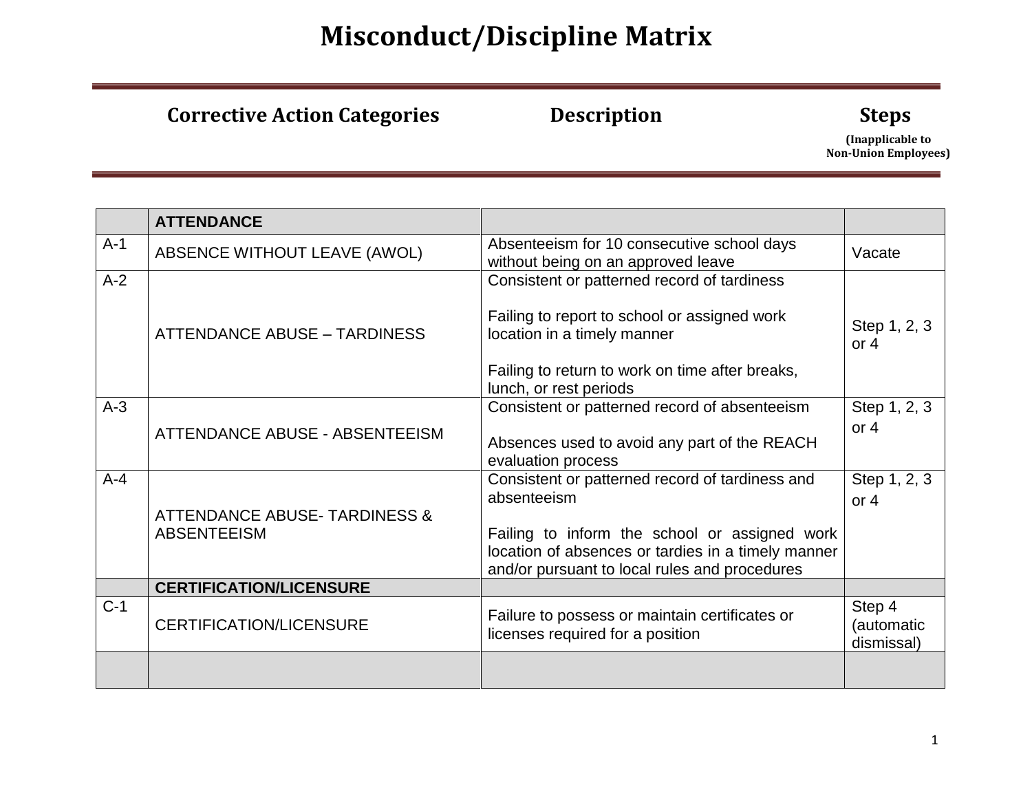# Misconduct/Discipline Matrix

| | Corrective Action Categories | Description | Steps (Inapplicable to Non-Union Employees) |
|---|---|---|---|
| | **ATTENDANCE** | | |
| A-1 | ABSENCE WITHOUT LEAVE (AWOL) | Absenteeism for 10 consecutive school days without being on an approved leave | Vacate |
| A-2 | ATTENDANCE ABUSE – TARDINESS | Consistent or patterned record of tardiness<br><br>Failing to report to school or assigned work location in a timely manner<br><br>Failing to return to work on time after breaks, lunch, or rest periods | Step 1, 2, 3 or 4 |
| A-3 | ATTENDANCE ABUSE - ABSENTEEISM | Consistent or patterned record of absenteeism<br><br>Absences used to avoid any part of the REACH evaluation process | Step 1, 2, 3 or 4 |
| A-4 | ATTENDANCE ABUSE- TARDINESS & ABSENTEEISM | Consistent or patterned record of tardiness and absenteeism<br><br>Failing to inform the school or assigned work location of absences or tardies in a timely manner and/or pursuant to local rules and procedures | Step 1, 2, 3 or 4 |
| | **CERTIFICATION/LICENSURE** | | |
| C-1 | CERTIFICATION/LICENSURE | Failure to possess or maintain certificates or licenses required for a position | Step 4 (automatic dismissal) |
| | | | |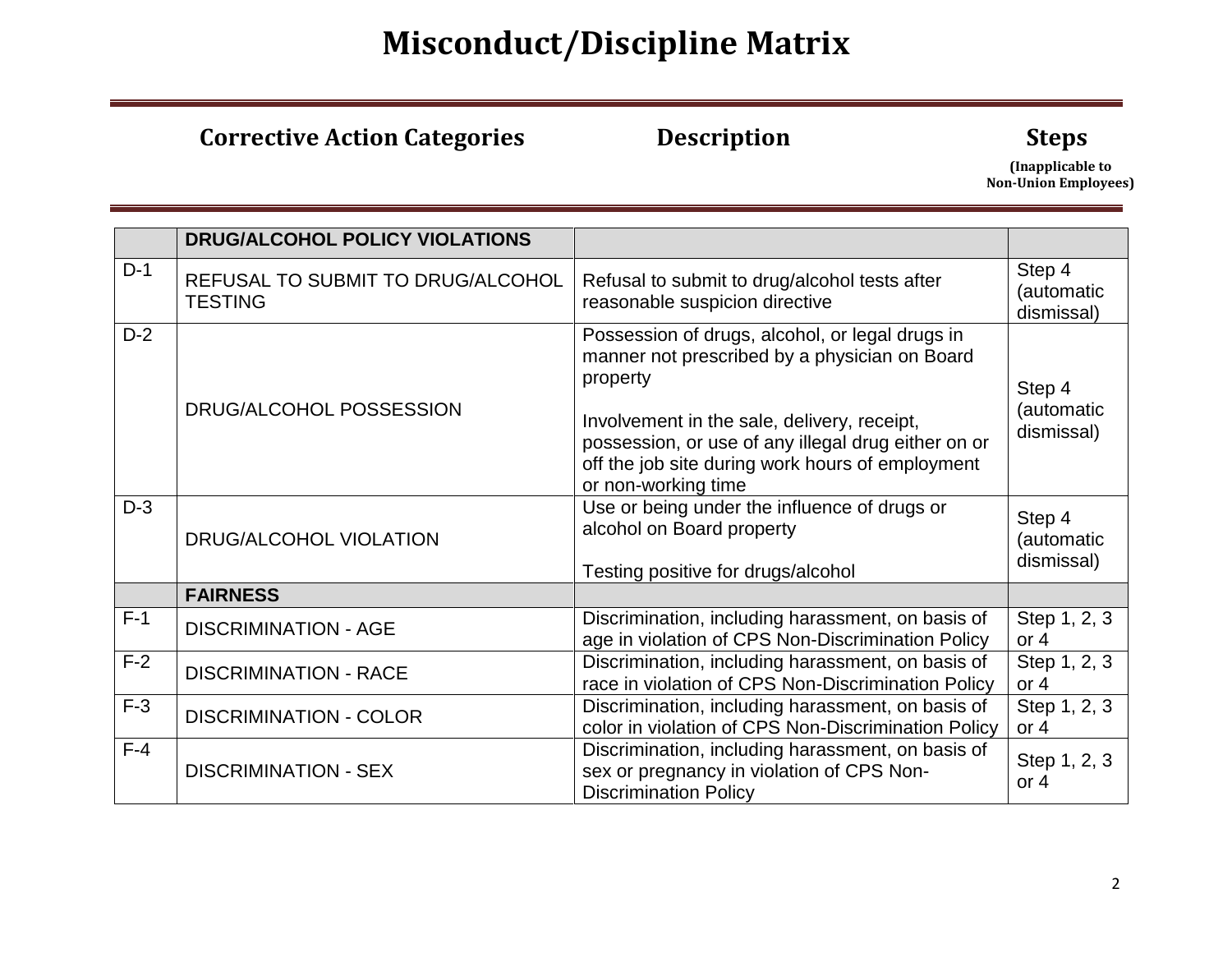# Misconduct/Discipline Matrix

| | Corrective Action Categories | Description | Steps (Inapplicable to Non-Union Employees) |
|---|---|---|---|
| | **DRUG/ALCOHOL POLICY VIOLATIONS** | | |
| D-1 | REFUSAL TO SUBMIT TO DRUG/ALCOHOL TESTING | Refusal to submit to drug/alcohol tests after reasonable suspicion directive | Step 4 (automatic dismissal) |
| D-2 | DRUG/ALCOHOL POSSESSION | Possession of drugs, alcohol, or legal drugs in manner not prescribed by a physician on Board property<br><br>Involvement in the sale, delivery, receipt, possession, or use of any illegal drug either on or off the job site during work hours of employment or non-working time | Step 4 (automatic dismissal) |
| D-3 | DRUG/ALCOHOL VIOLATION | Use or being under the influence of drugs or alcohol on Board property<br><br>Testing positive for drugs/alcohol | Step 4 (automatic dismissal) |
| | **FAIRNESS** | | |
| F-1 | DISCRIMINATION - AGE | Discrimination, including harassment, on basis of age in violation of CPS Non-Discrimination Policy | Step 1, 2, 3 or 4 |
| F-2 | DISCRIMINATION - RACE | Discrimination, including harassment, on basis of race in violation of CPS Non-Discrimination Policy | Step 1, 2, 3 or 4 |
| F-3 | DISCRIMINATION - COLOR | Discrimination, including harassment, on basis of color in violation of CPS Non-Discrimination Policy | Step 1, 2, 3 or 4 |
| F-4 | DISCRIMINATION - SEX | Discrimination, including harassment, on basis of sex or pregnancy in violation of CPS Non-Discrimination Policy | Step 1, 2, 3 or 4 |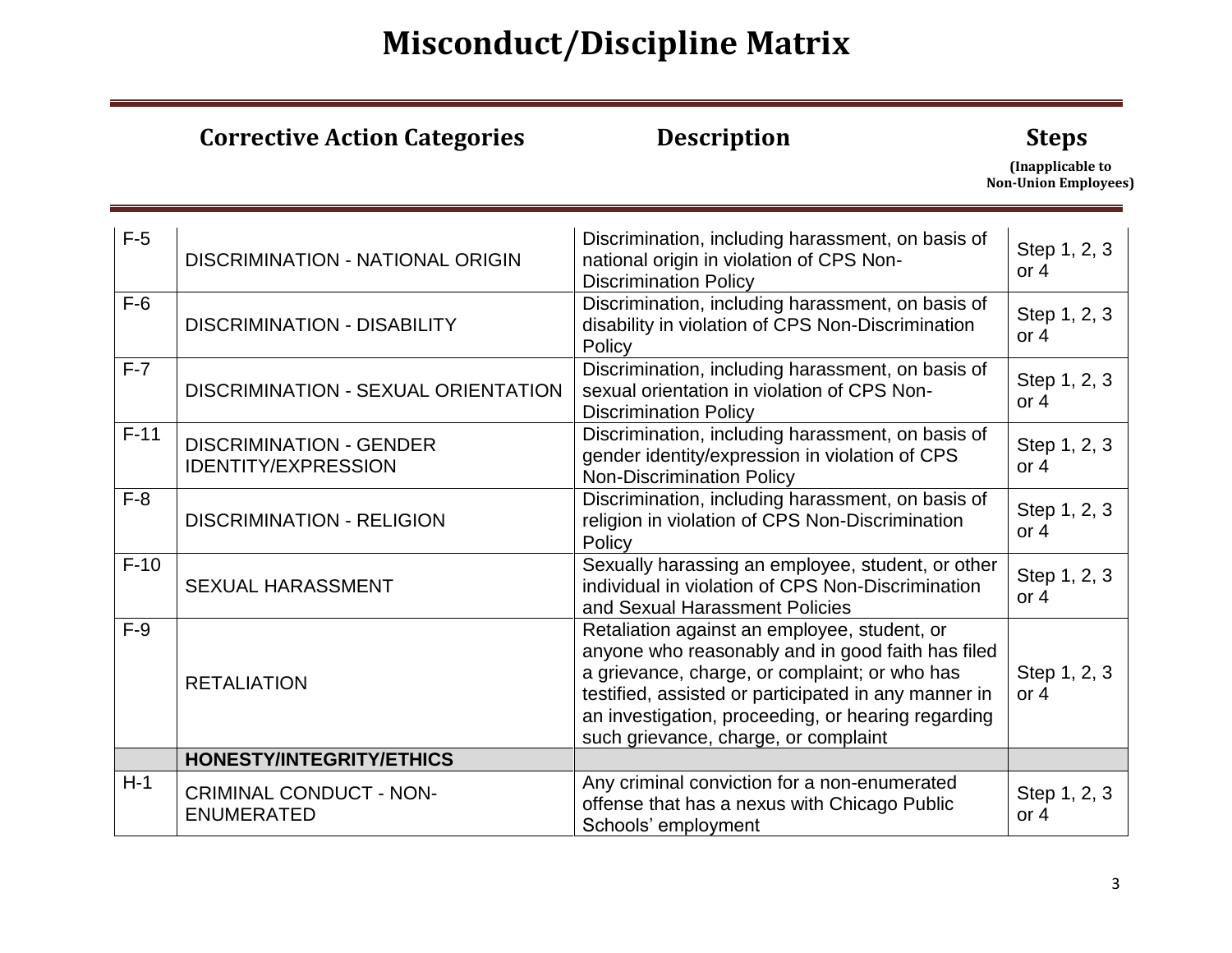# Misconduct/Discipline Matrix

| | Corrective Action Categories | Description | Steps (Inapplicable to Non-Union Employees) |
|---|---|---|---|
| F-5 | DISCRIMINATION - NATIONAL ORIGIN | Discrimination, including harassment, on basis of national origin in violation of CPS Non-Discrimination Policy | Step 1, 2, 3 or 4 |
| F-6 | DISCRIMINATION - DISABILITY | Discrimination, including harassment, on basis of disability in violation of CPS Non-Discrimination Policy | Step 1, 2, 3 or 4 |
| F-7 | DISCRIMINATION - SEXUAL ORIENTATION | Discrimination, including harassment, on basis of sexual orientation in violation of CPS Non-Discrimination Policy | Step 1, 2, 3 or 4 |
| F-11 | DISCRIMINATION - GENDER IDENTITY/EXPRESSION | Discrimination, including harassment, on basis of gender identity/expression in violation of CPS Non-Discrimination Policy | Step 1, 2, 3 or 4 |
| F-8 | DISCRIMINATION - RELIGION | Discrimination, including harassment, on basis of religion in violation of CPS Non-Discrimination Policy | Step 1, 2, 3 or 4 |
| F-10 | SEXUAL HARASSMENT | Sexually harassing an employee, student, or other individual in violation of CPS Non-Discrimination and Sexual Harassment Policies | Step 1, 2, 3 or 4 |
| F-9 | RETALIATION | Retaliation against an employee, student, or anyone who reasonably and in good faith has filed a grievance, charge, or complaint; or who has testified, assisted or participated in any manner in an investigation, proceeding, or hearing regarding such grievance, charge, or complaint | Step 1, 2, 3 or 4 |
| | **HONESTY/INTEGRITY/ETHICS** | | |
| H-1 | CRIMINAL CONDUCT - NON-ENUMERATED | Any criminal conviction for a non-enumerated offense that has a nexus with Chicago Public Schools' employment | Step 1, 2, 3 or 4 |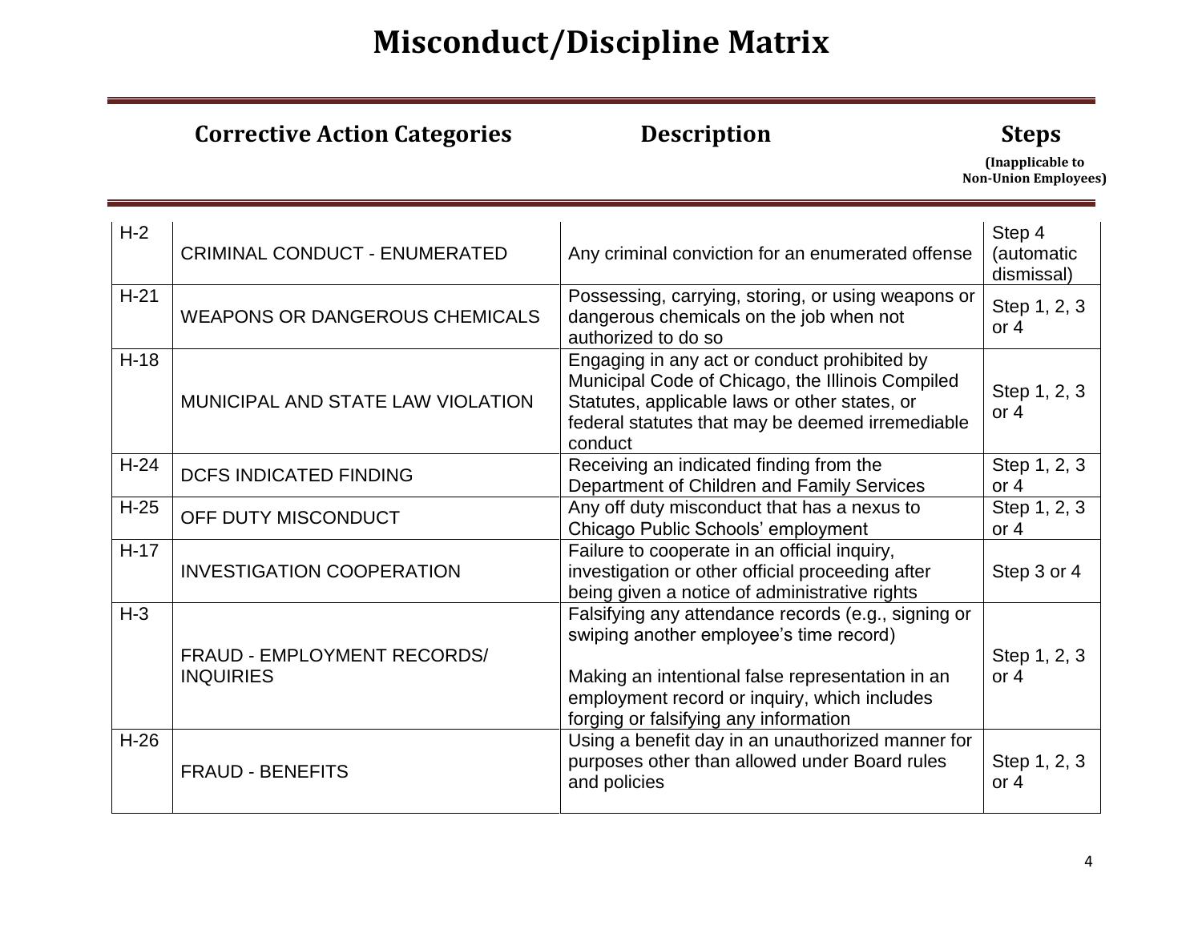# Misconduct/Discipline Matrix

| | Corrective Action Categories | Description | Steps (Inapplicable to Non-Union Employees) |
|---|---|---|---|
| H-2 | CRIMINAL CONDUCT - ENUMERATED | Any criminal conviction for an enumerated offense | Step 4 (automatic dismissal) |
| H-21 | WEAPONS OR DANGEROUS CHEMICALS | Possessing, carrying, storing, or using weapons or dangerous chemicals on the job when not authorized to do so | Step 1, 2, 3 or 4 |
| H-18 | MUNICIPAL AND STATE LAW VIOLATION | Engaging in any act or conduct prohibited by Municipal Code of Chicago, the Illinois Compiled Statutes, applicable laws or other states, or federal statutes that may be deemed irremediable conduct | Step 1, 2, 3 or 4 |
| H-24 | DCFS INDICATED FINDING | Receiving an indicated finding from the Department of Children and Family Services | Step 1, 2, 3 or 4 |
| H-25 | OFF DUTY MISCONDUCT | Any off duty misconduct that has a nexus to Chicago Public Schools' employment | Step 1, 2, 3 or 4 |
| H-17 | INVESTIGATION COOPERATION | Failure to cooperate in an official inquiry, investigation or other official proceeding after being given a notice of administrative rights | Step 3 or 4 |
| H-3 | FRAUD - EMPLOYMENT RECORDS/ INQUIRIES | Falsifying any attendance records (e.g., signing or swiping another employee's time record)<br><br>Making an intentional false representation in an employment record or inquiry, which includes forging or falsifying any information | Step 1, 2, 3 or 4 |
| H-26 | FRAUD - BENEFITS | Using a benefit day in an unauthorized manner for purposes other than allowed under Board rules and policies | Step 1, 2, 3 or 4 |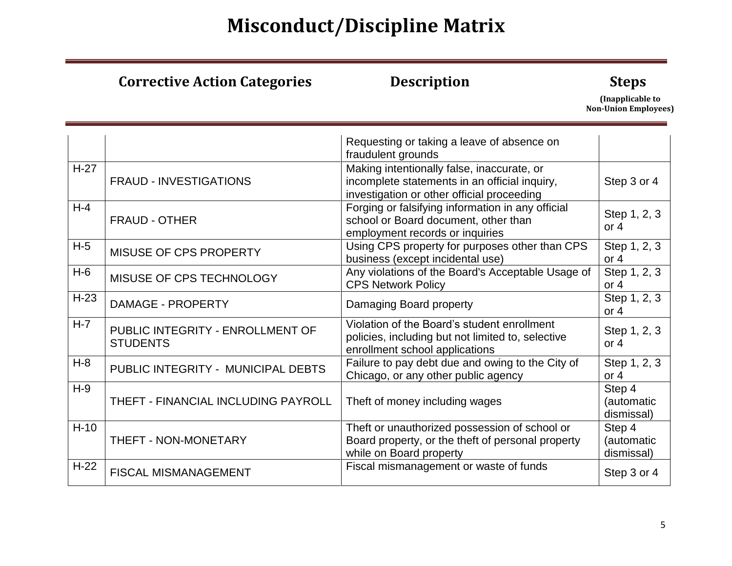# Misconduct/Discipline Matrix

| | Corrective Action Categories | Description | Steps (Inapplicable to Non-Union Employees) |
|---|---|---|---|
| | | Requesting or taking a leave of absence on fraudulent grounds | |
| H-27 | FRAUD - INVESTIGATIONS | Making intentionally false, inaccurate, or incomplete statements in an official inquiry, investigation or other official proceeding | Step 3 or 4 |
| H-4 | FRAUD - OTHER | Forging or falsifying information in any official school or Board document, other than employment records or inquiries | Step 1, 2, 3 or 4 |
| H-5 | MISUSE OF CPS PROPERTY | Using CPS property for purposes other than CPS business (except incidental use) | Step 1, 2, 3 or 4 |
| H-6 | MISUSE OF CPS TECHNOLOGY | Any violations of the Board's Acceptable Usage of CPS Network Policy | Step 1, 2, 3 or 4 |
| H-23 | DAMAGE - PROPERTY | Damaging Board property | Step 1, 2, 3 or 4 |
| H-7 | PUBLIC INTEGRITY - ENROLLMENT OF STUDENTS | Violation of the Board's student enrollment policies, including but not limited to, selective enrollment school applications | Step 1, 2, 3 or 4 |
| H-8 | PUBLIC INTEGRITY - MUNICIPAL DEBTS | Failure to pay debt due and owing to the City of Chicago, or any other public agency | Step 1, 2, 3 or 4 |
| H-9 | THEFT - FINANCIAL INCLUDING PAYROLL | Theft of money including wages | Step 4 (automatic dismissal) |
| H-10 | THEFT - NON-MONETARY | Theft or unauthorized possession of school or Board property, or the theft of personal property while on Board property | Step 4 (automatic dismissal) |
| H-22 | FISCAL MISMANAGEMENT | Fiscal mismanagement or waste of funds | Step 3 or 4 |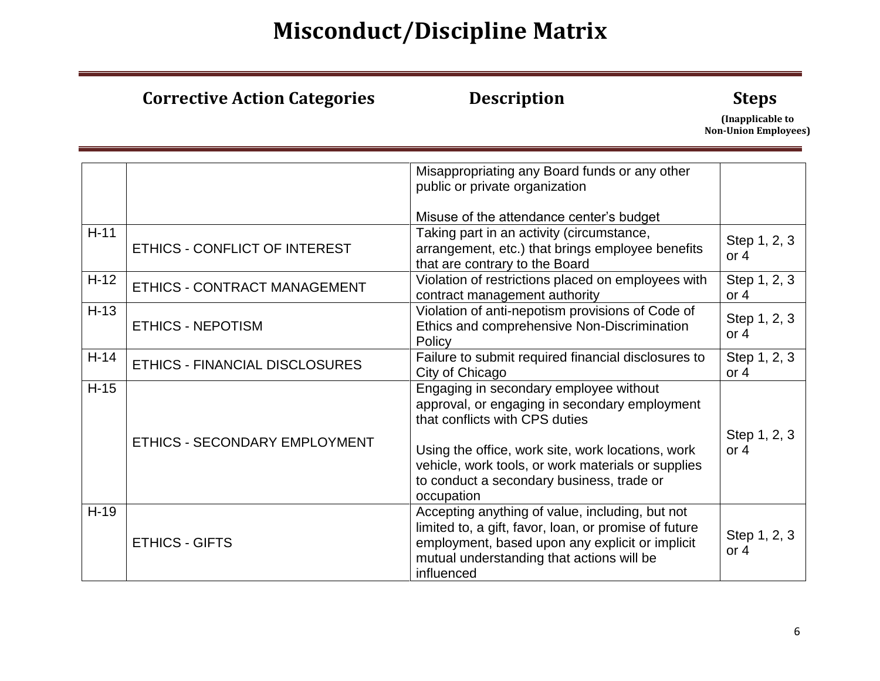# Misconduct/Discipline Matrix

| | Corrective Action Categories | Description | Steps (Inapplicable to Non-Union Employees) |
|---|---|---|---|
| | | Misappropriating any Board funds or any other public or private organization<br><br>Misuse of the attendance center's budget | |
| H-11 | ETHICS - CONFLICT OF INTEREST | Taking part in an activity (circumstance, arrangement, etc.) that brings employee benefits that are contrary to the Board | Step 1, 2, 3 or 4 |
| H-12 | ETHICS - CONTRACT MANAGEMENT | Violation of restrictions placed on employees with contract management authority | Step 1, 2, 3 or 4 |
| H-13 | ETHICS - NEPOTISM | Violation of anti-nepotism provisions of Code of Ethics and comprehensive Non-Discrimination Policy | Step 1, 2, 3 or 4 |
| H-14 | ETHICS - FINANCIAL DISCLOSURES | Failure to submit required financial disclosures to City of Chicago | Step 1, 2, 3 or 4 |
| H-15 | ETHICS - SECONDARY EMPLOYMENT | Engaging in secondary employee without approval, or engaging in secondary employment that conflicts with CPS duties<br><br>Using the office, work site, work locations, work vehicle, work tools, or work materials or supplies to conduct a secondary business, trade or occupation | Step 1, 2, 3 or 4 |
| H-19 | ETHICS - GIFTS | Accepting anything of value, including, but not limited to, a gift, favor, loan, or promise of future employment, based upon any explicit or implicit mutual understanding that actions will be influenced | Step 1, 2, 3 or 4 |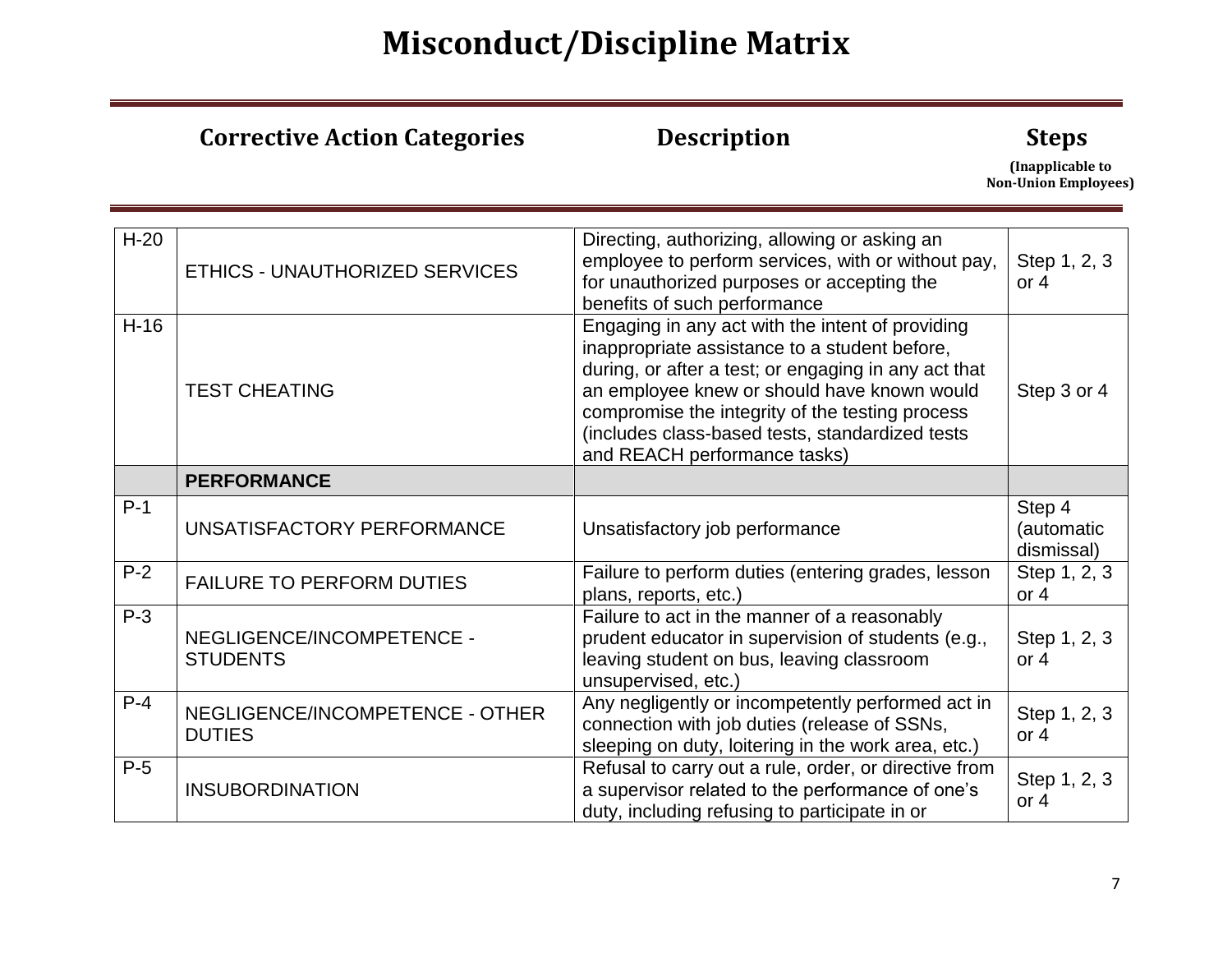# Misconduct/Discipline Matrix

| Corrective Action Categories | | Description | Steps (Inapplicable to Non-Union Employees) |
|---|---|---|---|
| H-20 | ETHICS - UNAUTHORIZED SERVICES | Directing, authorizing, allowing or asking an employee to perform services, with or without pay, for unauthorized purposes or accepting the benefits of such performance | Step 1, 2, 3 or 4 |
| H-16 | TEST CHEATING | Engaging in any act with the intent of providing inappropriate assistance to a student before, during, or after a test; or engaging in any act that an employee knew or should have known would compromise the integrity of the testing process (includes class-based tests, standardized tests and REACH performance tasks) | Step 3 or 4 |
| | **PERFORMANCE** | | |
| P-1 | UNSATISFACTORY PERFORMANCE | Unsatisfactory job performance | Step 4 (automatic dismissal) |
| P-2 | FAILURE TO PERFORM DUTIES | Failure to perform duties (entering grades, lesson plans, reports, etc.) | Step 1, 2, 3 or 4 |
| P-3 | NEGLIGENCE/INCOMPETENCE - STUDENTS | Failure to act in the manner of a reasonably prudent educator in supervision of students (e.g., leaving student on bus, leaving classroom unsupervised, etc.) | Step 1, 2, 3 or 4 |
| P-4 | NEGLIGENCE/INCOMPETENCE - OTHER DUTIES | Any negligently or incompetently performed act in connection with job duties (release of SSNs, sleeping on duty, loitering in the work area, etc.) | Step 1, 2, 3 or 4 |
| P-5 | INSUBORDINATION | Refusal to carry out a rule, order, or directive from a supervisor related to the performance of one's duty, including refusing to participate in or | Step 1, 2, 3 or 4 |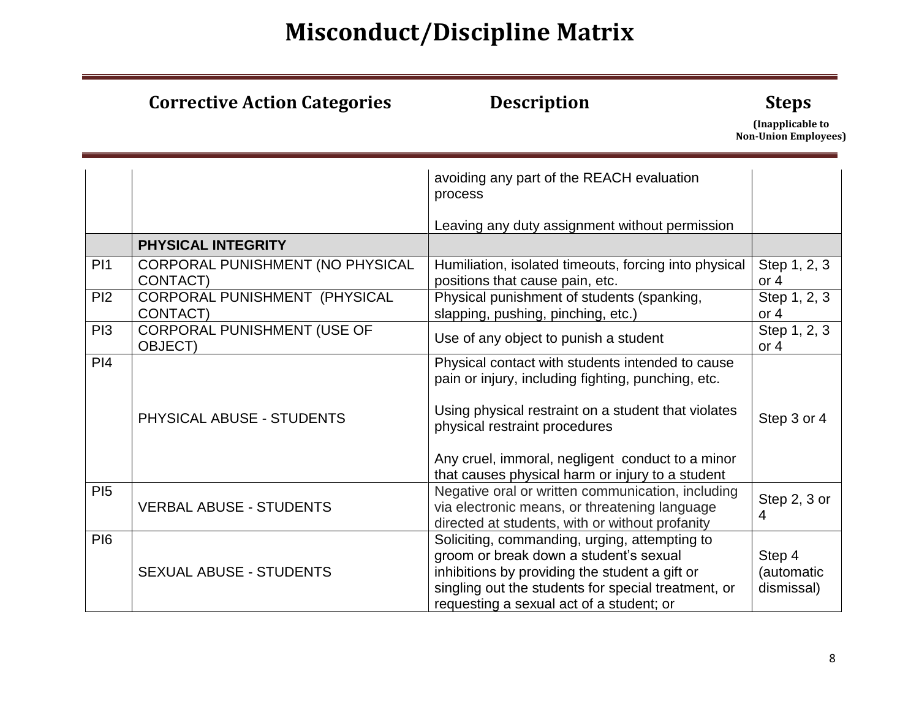# Misconduct/Discipline Matrix

| | Corrective Action Categories | Description | Steps (Inapplicable to Non-Union Employees) |
|---|---|---|---|
| | | avoiding any part of the REACH evaluation process<br><br>Leaving any duty assignment without permission | |
| | **PHYSICAL INTEGRITY** | | |
| PI1 | CORPORAL PUNISHMENT (NO PHYSICAL CONTACT) | Humiliation, isolated timeouts, forcing into physical positions that cause pain, etc. | Step 1, 2, 3 or 4 |
| PI2 | CORPORAL PUNISHMENT (PHYSICAL CONTACT) | Physical punishment of students (spanking, slapping, pushing, pinching, etc.) | Step 1, 2, 3 or 4 |
| PI3 | CORPORAL PUNISHMENT (USE OF OBJECT) | Use of any object to punish a student | Step 1, 2, 3 or 4 |
| PI4 | PHYSICAL ABUSE - STUDENTS | Physical contact with students intended to cause pain or injury, including fighting, punching, etc.<br><br>Using physical restraint on a student that violates physical restraint procedures<br><br>Any cruel, immoral, negligent conduct to a minor that causes physical harm or injury to a student | Step 3 or 4 |
| PI5 | VERBAL ABUSE - STUDENTS | Negative oral or written communication, including via electronic means, or threatening language directed at students, with or without profanity | Step 2, 3 or 4 |
| PI6 | SEXUAL ABUSE - STUDENTS | Soliciting, commanding, urging, attempting to groom or break down a student's sexual inhibitions by providing the student a gift or singling out the students for special treatment, or requesting a sexual act of a student; or | Step 4 (automatic dismissal) |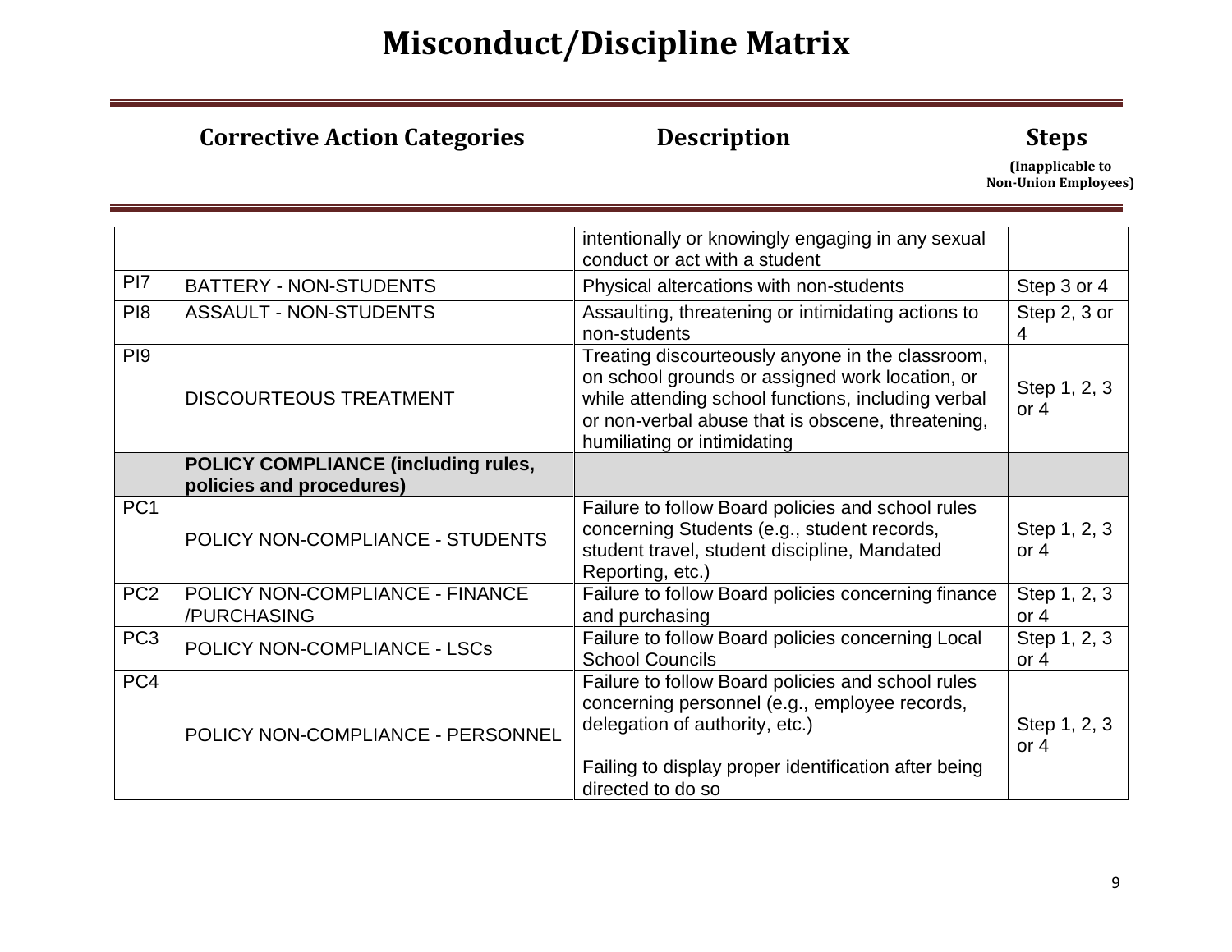# Misconduct/Discipline Matrix

| | Corrective Action Categories | Description | Steps (Inapplicable to Non-Union Employees) |
|---|---|---|---|
| | | intentionally or knowingly engaging in any sexual conduct or act with a student | |
| PI7 | BATTERY - NON-STUDENTS | Physical altercations with non-students | Step 3 or 4 |
| PI8 | ASSAULT - NON-STUDENTS | Assaulting, threatening or intimidating actions to non-students | Step 2, 3 or 4 |
| PI9 | DISCOURTEOUS TREATMENT | Treating discourteously anyone in the classroom, on school grounds or assigned work location, or while attending school functions, including verbal or non-verbal abuse that is obscene, threatening, humiliating or intimidating | Step 1, 2, 3 or 4 |
| | **POLICY COMPLIANCE (including rules, policies and procedures)** | | |
| PC1 | POLICY NON-COMPLIANCE - STUDENTS | Failure to follow Board policies and school rules concerning Students (e.g., student records, student travel, student discipline, Mandated Reporting, etc.) | Step 1, 2, 3 or 4 |
| PC2 | POLICY NON-COMPLIANCE - FINANCE /PURCHASING | Failure to follow Board policies concerning finance and purchasing | Step 1, 2, 3 or 4 |
| PC3 | POLICY NON-COMPLIANCE - LSCs | Failure to follow Board policies concerning Local School Councils | Step 1, 2, 3 or 4 |
| PC4 | POLICY NON-COMPLIANCE - PERSONNEL | Failure to follow Board policies and school rules concerning personnel (e.g., employee records, delegation of authority, etc.)<br><br>Failing to display proper identification after being directed to do so | Step 1, 2, 3 or 4 |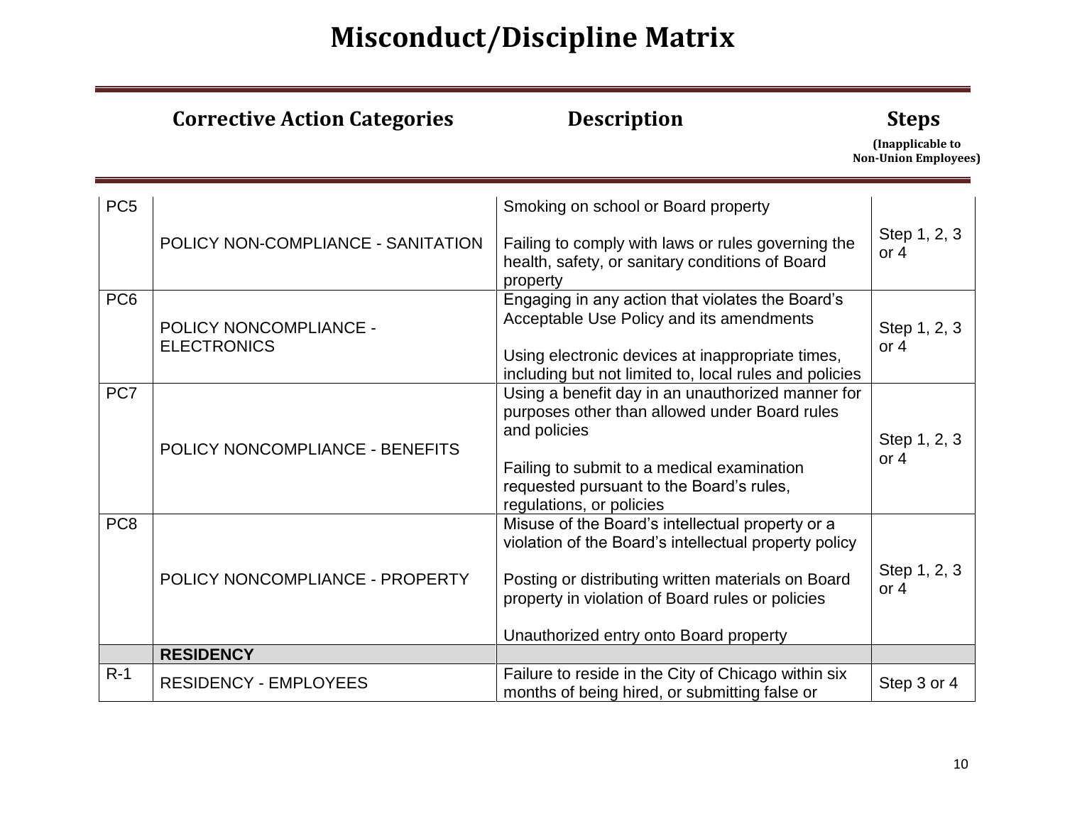# Misconduct/Discipline Matrix

| | Corrective Action Categories | Description | Steps (Inapplicable to Non-Union Employees) |
|---|---|---|---|
| PC5 | POLICY NON-COMPLIANCE - SANITATION | Smoking on school or Board property<br><br>Failing to comply with laws or rules governing the health, safety, or sanitary conditions of Board property | Step 1, 2, 3 or 4 |
| PC6 | POLICY NONCOMPLIANCE - ELECTRONICS | Engaging in any action that violates the Board's Acceptable Use Policy and its amendments<br><br>Using electronic devices at inappropriate times, including but not limited to, local rules and policies | Step 1, 2, 3 or 4 |
| PC7 | POLICY NONCOMPLIANCE - BENEFITS | Using a benefit day in an unauthorized manner for purposes other than allowed under Board rules and policies<br><br>Failing to submit to a medical examination requested pursuant to the Board's rules, regulations, or policies | Step 1, 2, 3 or 4 |
| PC8 | POLICY NONCOMPLIANCE - PROPERTY | Misuse of the Board's intellectual property or a violation of the Board's intellectual property policy<br><br>Posting or distributing written materials on Board property in violation of Board rules or policies<br><br>Unauthorized entry onto Board property | Step 1, 2, 3 or 4 |
| | **RESIDENCY** | | |
| R-1 | RESIDENCY - EMPLOYEES | Failure to reside in the City of Chicago within six months of being hired, or submitting false or | Step 3 or 4 |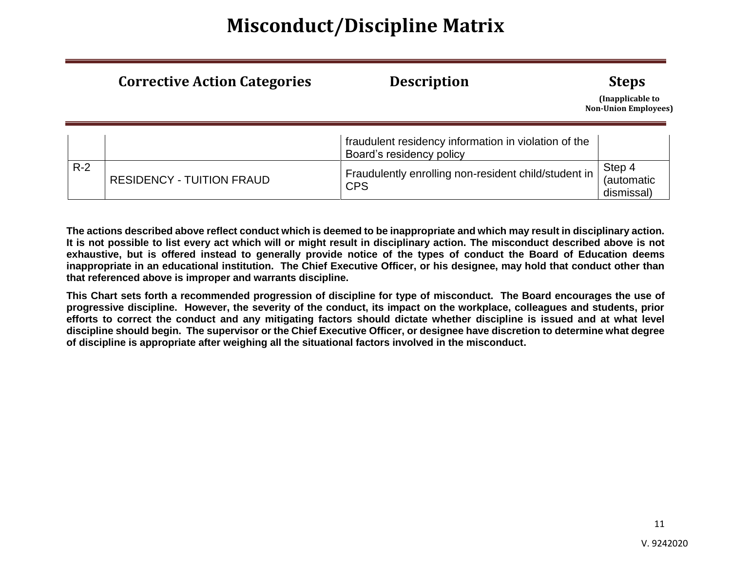# Misconduct/Discipline Matrix

| | Corrective Action Categories | Description | Steps (Inapplicable to Non-Union Employees) |
|---|---|---|---|
| | | fraudulent residency information in violation of the Board's residency policy | |
| R-2 | RESIDENCY - TUITION FRAUD | Fraudulently enrolling non-resident child/student in CPS | Step 4 (automatic dismissal) |

**The actions described above reflect conduct which is deemed to be inappropriate and which may result in disciplinary action. It is not possible to list every act which will or might result in disciplinary action. The misconduct described above is not exhaustive, but is offered instead to generally provide notice of the types of conduct the Board of Education deems inappropriate in an educational institution. The Chief Executive Officer, or his designee, may hold that conduct other than that referenced above is improper and warrants discipline.**

**This Chart sets forth a recommended progression of discipline for type of misconduct. The Board encourages the use of progressive discipline. However, the severity of the conduct, its impact on the workplace, colleagues and students, prior efforts to correct the conduct and any mitigating factors should dictate whether discipline is issued and at what level discipline should begin. The supervisor or the Chief Executive Officer, or designee have discretion to determine what degree of discipline is appropriate after weighing all the situational factors involved in the misconduct.**